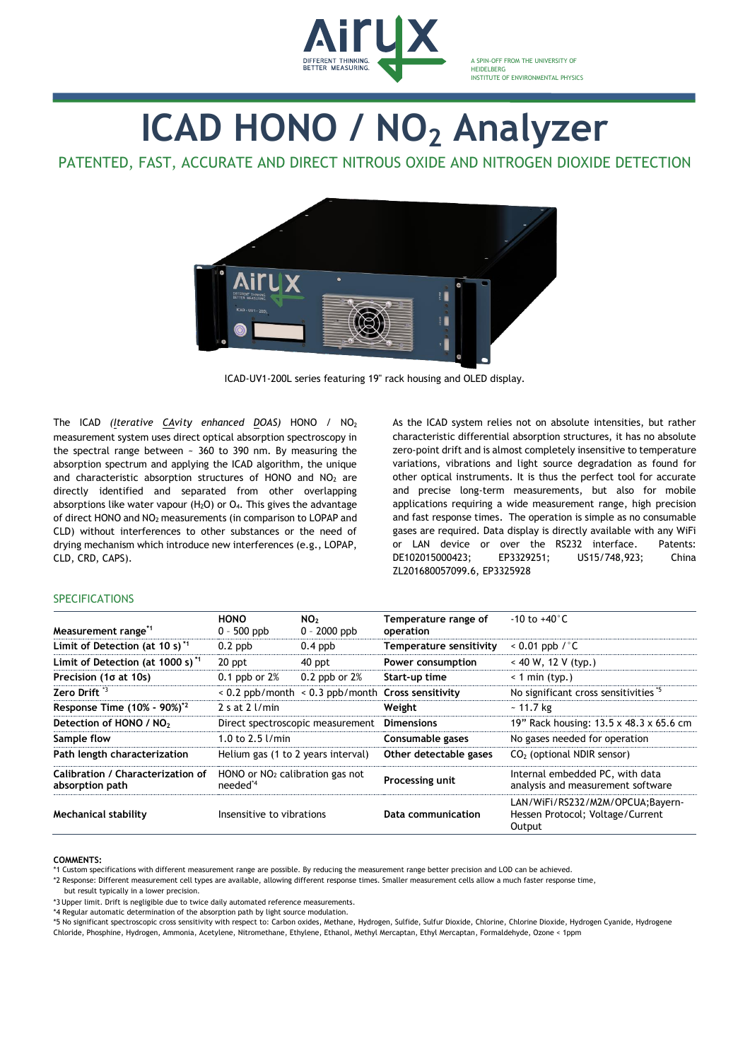AirUX
DIFFERENT THINKING. BETTER MEASURING.

A SPIN-OFF FROM THE UNIVERSITY OF HEIDELBERG INSTITUTE OF ENVIRONMENTAL PHYSICS

# ICAD HONO / $NO_2$ Analyzer

## PATENTED, FAST, ACCURATE AND DIRECT NITROUS OXIDE AND NITROGEN DIOXIDE DETECTION

ICAD-UV1-200L series featuring 19" rack housing and OLED display.

The ICAD *(Iterative CAvity enhanced DOAS)* HONO / $NO_2$ measurement system uses direct optical absorption spectroscopy in the spectral range between ~ 360 to 390 nm. By measuring the absorption spectrum and applying the ICAD algorithm, the unique and characteristic absorption structures of HONO and $NO_2$ are directly identified and separated from other overlapping absorptions like water vapour ($H_2O$) or $O_4$. This gives the advantage of direct HONO and $NO_2$ measurements (in comparison to LOPAP and CLD) without interferences to other substances or the need of drying mechanism which introduce new interferences (e.g., LOPAP, CLD, CRD, CAPS).

As the ICAD system relies not on absolute intensities, but rather characteristic differential absorption structures, it has no absolute zero-point drift and is almost completely insensitive to temperature variations, vibrations and light source degradation as found for other optical instruments. It is thus the perfect tool for accurate and precise long-term measurements, but also for mobile applications requiring a wide measurement range, high precision and fast response times. The operation is simple as no consumable gases are required. Data display is directly available with any WiFi or LAN device or over the RS232 interface. Patents: DE102015000423; EP3329251; US15/748,923; China ZL201680057099.6, EP3325928

### SPECIFICATIONS

| | HONO | $NO_2$ | | |
|---|---|---|---|---|
| **Measurement range**[*1] | 0 - 500 ppb | 0 - 2000 ppb | **Temperature range of operation** | -10 to +40°C |
| **Limit of Detection (at 10 s)**[*1] | 0.2 ppb | 0.4 ppb | **Temperature sensitivity** | < 0.01 ppb /°C |
| **Limit of Detection (at 1000 s)**[*1] | 20 ppt | 40 ppt | **Power consumption** | < 40 W, 12 V (typ.) |
| **Precision (1σ at 10s)** | 0.1 ppb or 2% | 0.2 ppb or 2% | **Start-up time** | < 1 min (typ.) |
| **Zero Drift**[*3] | < 0.2 ppb/month | < 0.3 ppb/month | **Cross sensitivity** | No significant cross sensitivities[*5] |
| **Response Time (10% - 90%)**[*2] | 2 s at 2 l/min | | **Weight** | ~ 11.7 kg |
| **Detection of HONO / $NO_2$** | Direct spectroscopic measurement | | **Dimensions** | 19" Rack housing: 13.5 x 48.3 x 65.6 cm |
| **Sample flow** | 1.0 to 2.5 l/min | | **Consumable gases** | No gases needed for operation |
| **Path length characterization** | Helium gas (1 to 2 years interval) | | **Other detectable gases** | $CO_2$ (optional NDIR sensor) |
| **Calibration / Characterization of absorption path** | HONO or $NO_2$ calibration gas not needed[*4] | | **Processing unit** | Internal embedded PC, with data analysis and measurement software |
| **Mechanical stability** | Insensitive to vibrations | | **Data communication** | LAN/WiFi/RS232/M2M/OPCUA;Bayern-Hessen Protocol; Voltage/Current Output |

**COMMENTS:**

*1 Custom specifications with different measurement range are possible. By reducing the measurement range better precision and LOD can be achieved.

*2 Response: Different measurement cell types are available, allowing different response times. Smaller measurement cells allow a much faster response time, but result typically in a lower precision.

*3 Upper limit. Drift is negligible due to twice daily automated reference measurements.

*4 Regular automatic determination of the absorption path by light source modulation.

*5 No significant spectroscopic cross sensitivity with respect to: Carbon oxides, Methane, Hydrogen, Sulfide, Sulfur Dioxide, Chlorine, Chlorine Dioxide, Hydrogen Cyanide, Hydrogene Chloride, Phosphine, Hydrogen, Ammonia, Acetylene, Nitromethane, Ethylene, Ethanol, Methyl Mercaptan, Ethyl Mercaptan, Formaldehyde, Ozone < 1ppm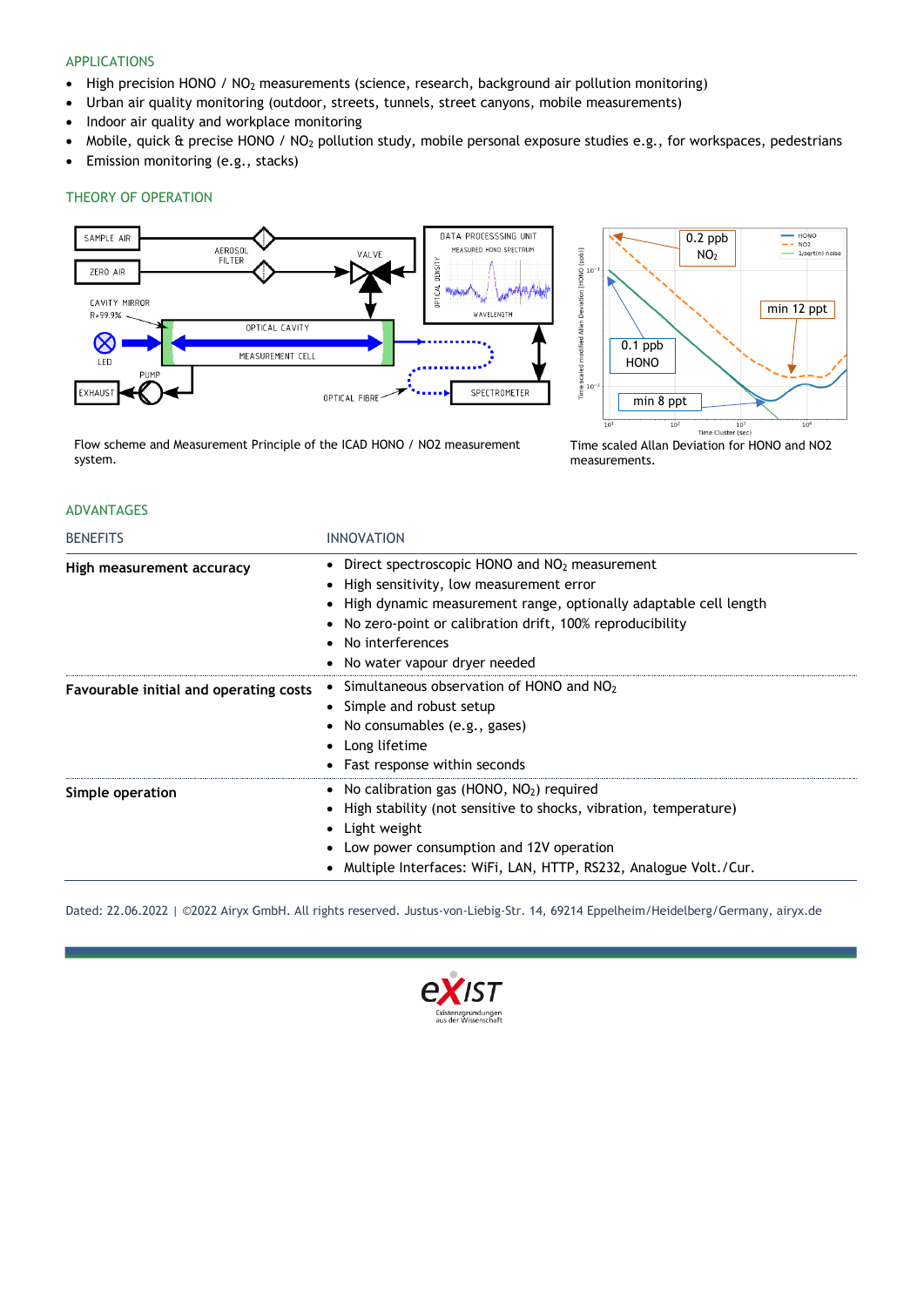## APPLICATIONS

- High precision HONO / $NO_2$ measurements (science, research, background air pollution monitoring)
- Urban air quality monitoring (outdoor, streets, tunnels, street canyons, mobile measurements)
- Indoor air quality and workplace monitoring
- Mobile, quick & precise HONO / $NO_2$ pollution study, mobile personal exposure studies e.g., for workspaces, pedestrians
- Emission monitoring (e.g., stacks)

## THEORY OF OPERATION

SAMPLE AIR
ZERO AIR
AEROSOL FILTER
VALVE
DATA PROCESSSING UNIT
MEASURED HONO SPECTRUM
OPTICAL DENSITY
WAVELENGTH
CAVITY MIRROR R>99.9%
OPTICAL CAVITY
MEASUREMENT CELL
LED
PUMP
EXHAUST
OPTICAL FIBRE
SPECTROMETER

Flow scheme and Measurement Principle of the ICAD HONO / NO2 measurement system.

0.2 ppb $NO_2$
min 12 ppt
0.1 ppb HONO
min 8 ppt
HONO
NO2
1/sqrt(n) noise
Time scaled modified Allan Deviation [HONO (ppb)]
Time Cluster (sec)

Time scaled Allan Deviation for HONO and NO2 measurements.

## ADVANTAGES

| BENEFITS | INNOVATION |
|---|---|
| **High measurement accuracy** | • Direct spectroscopic HONO and $NO_2$ measurement<br>• High sensitivity, low measurement error<br>• High dynamic measurement range, optionally adaptable cell length<br>• No zero-point or calibration drift, 100% reproducibility<br>• No interferences<br>• No water vapour dryer needed |
| **Favourable initial and operating costs** | • Simultaneous observation of HONO and $NO_2$<br>• Simple and robust setup<br>• No consumables (e.g., gases)<br>• Long lifetime<br>• Fast response within seconds |
| **Simple operation** | • No calibration gas (HONO, $NO_2$) required<br>• High stability (not sensitive to shocks, vibration, temperature)<br>• Light weight<br>• Low power consumption and 12V operation<br>• Multiple Interfaces: WiFi, LAN, HTTP, RS232, Analogue Volt./Cur. |

Dated: 22.06.2022 | ©2022 Airyx GmbH. All rights reserved. Justus-von-Liebig-Str. 14, 69214 Eppelheim/Heidelberg/Germany, airyx.de

eXIST
Existenzgründungen aus der Wissenschaft